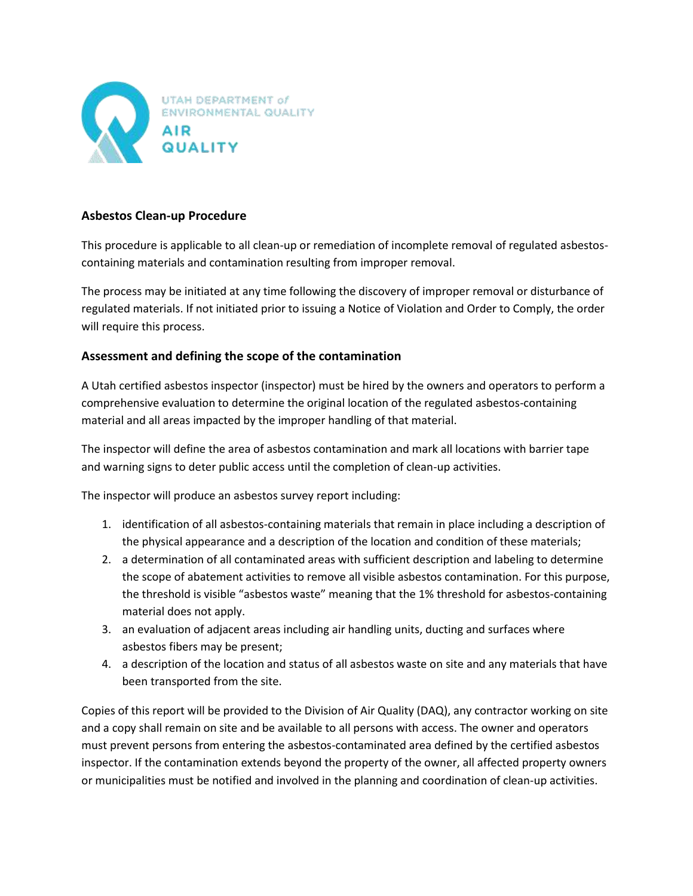UTAH DEPARTMENT of ENVIRONMENTAL QUALITY

AIR QUALITY

**Asbestos Clean-up Procedure**

This procedure is applicable to all clean-up or remediation of incomplete removal of regulated asbestos-containing materials and contamination resulting from improper removal.

The process may be initiated at any time following the discovery of improper removal or disturbance of regulated materials. If not initiated prior to issuing a Notice of Violation and Order to Comply, the order will require this process.

## Assessment and defining the scope of the contamination

A Utah certified asbestos inspector (inspector) must be hired by the owners and operators to perform a comprehensive evaluation to determine the original location of the regulated asbestos-containing material and all areas impacted by the improper handling of that material.

The inspector will define the area of asbestos contamination and mark all locations with barrier tape and warning signs to deter public access until the completion of clean-up activities.

The inspector will produce an asbestos survey report including:

1. identification of all asbestos-containing materials that remain in place including a description of the physical appearance and a description of the location and condition of these materials;
2. a determination of all contaminated areas with sufficient description and labeling to determine the scope of abatement activities to remove all visible asbestos contamination. For this purpose, the threshold is visible "asbestos waste" meaning that the 1% threshold for asbestos-containing material does not apply.
3. an evaluation of adjacent areas including air handling units, ducting and surfaces where asbestos fibers may be present;
4. a description of the location and status of all asbestos waste on site and any materials that have been transported from the site.

Copies of this report will be provided to the Division of Air Quality (DAQ), any contractor working on site and a copy shall remain on site and be available to all persons with access. The owner and operators must prevent persons from entering the asbestos-contaminated area defined by the certified asbestos inspector. If the contamination extends beyond the property of the owner, all affected property owners or municipalities must be notified and involved in the planning and coordination of clean-up activities.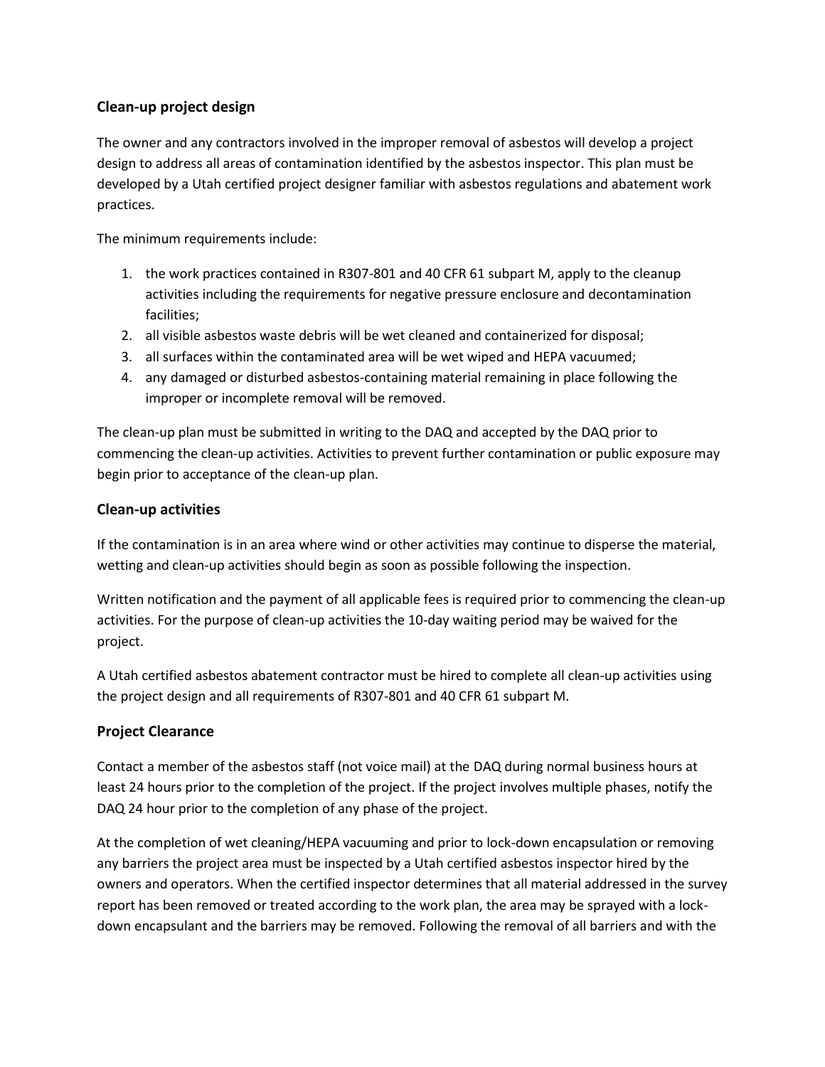## Clean-up project design

The owner and any contractors involved in the improper removal of asbestos will develop a project design to address all areas of contamination identified by the asbestos inspector. This plan must be developed by a Utah certified project designer familiar with asbestos regulations and abatement work practices.

The minimum requirements include:

1. the work practices contained in R307-801 and 40 CFR 61 subpart M, apply to the cleanup activities including the requirements for negative pressure enclosure and decontamination facilities;
2. all visible asbestos waste debris will be wet cleaned and containerized for disposal;
3. all surfaces within the contaminated area will be wet wiped and HEPA vacuumed;
4. any damaged or disturbed asbestos-containing material remaining in place following the improper or incomplete removal will be removed.

The clean-up plan must be submitted in writing to the DAQ and accepted by the DAQ prior to commencing the clean-up activities. Activities to prevent further contamination or public exposure may begin prior to acceptance of the clean-up plan.

## Clean-up activities

If the contamination is in an area where wind or other activities may continue to disperse the material, wetting and clean-up activities should begin as soon as possible following the inspection.

Written notification and the payment of all applicable fees is required prior to commencing the clean-up activities. For the purpose of clean-up activities the 10-day waiting period may be waived for the project.

A Utah certified asbestos abatement contractor must be hired to complete all clean-up activities using the project design and all requirements of R307-801 and 40 CFR 61 subpart M.

## Project Clearance

Contact a member of the asbestos staff (not voice mail) at the DAQ during normal business hours at least 24 hours prior to the completion of the project. If the project involves multiple phases, notify the DAQ 24 hour prior to the completion of any phase of the project.

At the completion of wet cleaning/HEPA vacuuming and prior to lock-down encapsulation or removing any barriers the project area must be inspected by a Utah certified asbestos inspector hired by the owners and operators. When the certified inspector determines that all material addressed in the survey report has been removed or treated according to the work plan, the area may be sprayed with a lock-down encapsulant and the barriers may be removed. Following the removal of all barriers and with the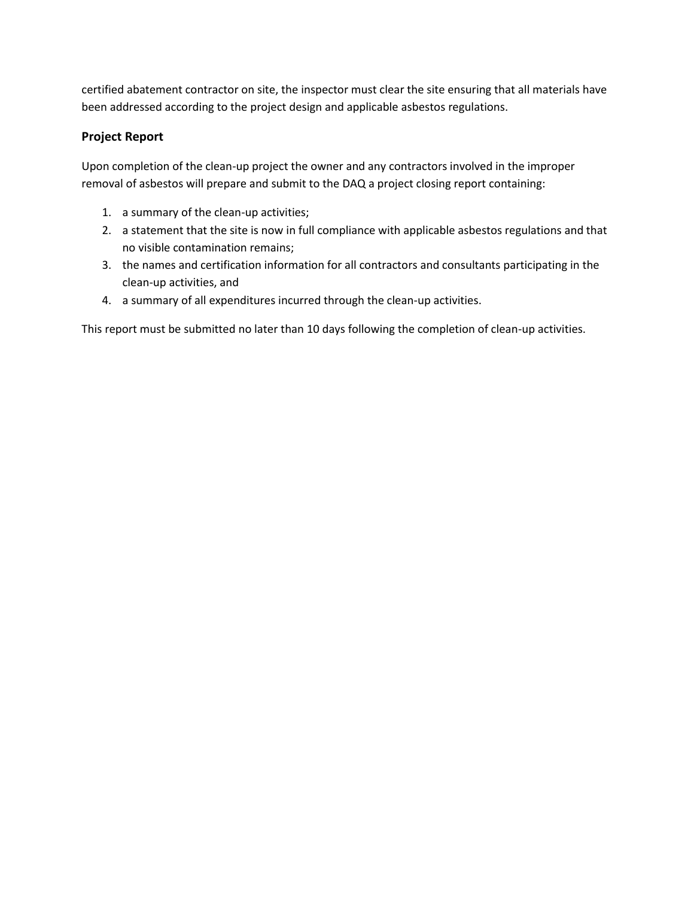certified abatement contractor on site, the inspector must clear the site ensuring that all materials have been addressed according to the project design and applicable asbestos regulations.

### Project Report

Upon completion of the clean-up project the owner and any contractors involved in the improper removal of asbestos will prepare and submit to the DAQ a project closing report containing:

1. a summary of the clean-up activities;
2. a statement that the site is now in full compliance with applicable asbestos regulations and that no visible contamination remains;
3. the names and certification information for all contractors and consultants participating in the clean-up activities, and
4. a summary of all expenditures incurred through the clean-up activities.

This report must be submitted no later than 10 days following the completion of clean-up activities.